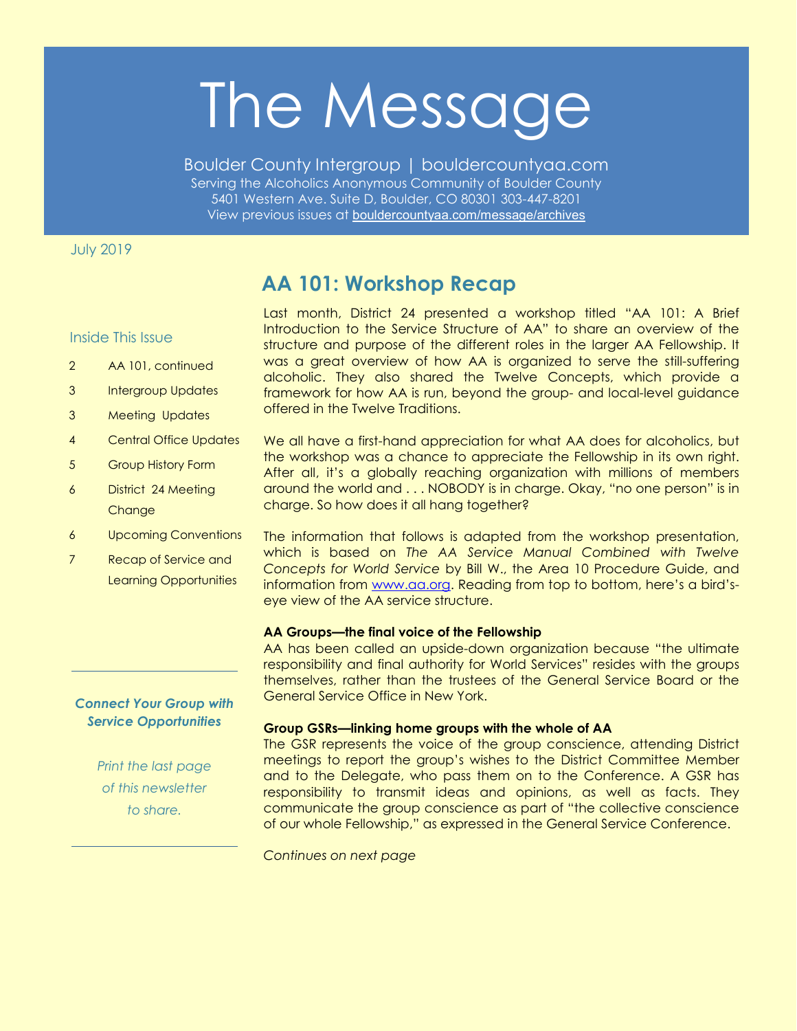# The Message

Boulder County Intergroup | bouldercountyaa.com
Serving the Alcoholics Anonymous Community of Boulder County
5401 Western Ave. Suite D, Boulder, CO 80301 303-447-8201
View previous issues at [bouldercountyaa.com/message/archives](bouldercountyaa.com/message/archives)

July 2019

## AA 101: Workshop Recap

Last month, District 24 presented a workshop titled "AA 101: A Brief Introduction to the Service Structure of AA" to share an overview of the structure and purpose of the different roles in the larger AA Fellowship. It was a great overview of how AA is organized to serve the still-suffering alcoholic. They also shared the Twelve Concepts, which provide a framework for how AA is run, beyond the group- and local-level guidance offered in the Twelve Traditions.

We all have a first-hand appreciation for what AA does for alcoholics, but the workshop was a chance to appreciate the Fellowship in its own right. After all, it's a globally reaching organization with millions of members around the world and . . . NOBODY is in charge. Okay, "no one person" is in charge. So how does it all hang together?

The information that follows is adapted from the workshop presentation, which is based on *The AA Service Manual Combined with Twelve Concepts for World Service* by Bill W., the Area 10 Procedure Guide, and information from [www.aa.org](www.aa.org). Reading from top to bottom, here's a bird's-eye view of the AA service structure.

**AA Groups—the final voice of the Fellowship**
AA has been called an upside-down organization because "the ultimate responsibility and final authority for World Services" resides with the groups themselves, rather than the trustees of the General Service Board or the General Service Office in New York.

**Group GSRs—linking home groups with the whole of AA**
The GSR represents the voice of the group conscience, attending District meetings to report the group's wishes to the District Committee Member and to the Delegate, who pass them on to the Conference. A GSR has responsibility to transmit ideas and opinions, as well as facts. They communicate the group conscience as part of "the collective conscience of our whole Fellowship," as expressed in the General Service Conference.

*Continues on next page*

### Inside This Issue

- 2 AA 101, continued
- 3 Intergroup Updates
- 3 Meeting Updates
- 4 Central Office Updates
- 5 Group History Form
- 6 District 24 Meeting Change
- 6 Upcoming Conventions
- 7 Recap of Service and Learning Opportunities

***Connect Your Group with Service Opportunities***

*Print the last page of this newsletter to share.*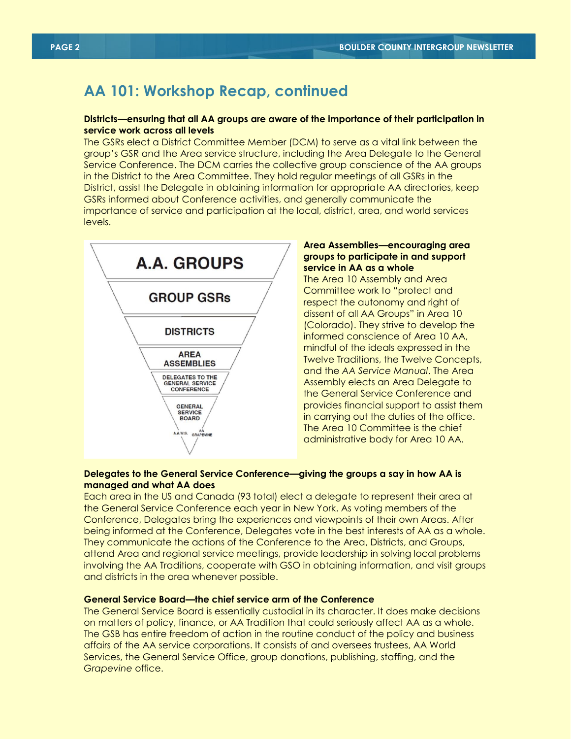## AA 101: Workshop Recap, continued

**Districts—ensuring that all AA groups are aware of the importance of their participation in service work across all levels**

The GSRs elect a District Committee Member (DCM) to serve as a vital link between the group's GSR and the Area service structure, including the Area Delegate to the General Service Conference. The DCM carries the collective group conscience of the AA groups in the District to the Area Committee. They hold regular meetings of all GSRs in the District, assist the Delegate in obtaining information for appropriate AA directories, keep GSRs informed about Conference activities, and generally communicate the importance of service and participation at the local, district, area, and world services levels.

A.A. GROUPS
GROUP GSRs
DISTRICTS
AREA ASSEMBLIES
DELEGATES TO THE GENERAL SERVICE CONFERENCE
GENERAL SERVICE BOARD
A.A.W.S. AA GRAPEVINE

**Area Assemblies—encouraging area groups to participate in and support service in AA as a whole**

The Area 10 Assembly and Area Committee work to "protect and respect the autonomy and right of dissent of all AA Groups" in Area 10 (Colorado). They strive to develop the informed conscience of Area 10 AA, mindful of the ideals expressed in the Twelve Traditions, the Twelve Concepts, and the *AA Service Manual*. The Area Assembly elects an Area Delegate to the General Service Conference and provides financial support to assist them in carrying out the duties of the office. The Area 10 Committee is the chief administrative body for Area 10 AA.

**Delegates to the General Service Conference—giving the groups a say in how AA is managed and what AA does**

Each area in the US and Canada (93 total) elect a delegate to represent their area at the General Service Conference each year in New York. As voting members of the Conference, Delegates bring the experiences and viewpoints of their own Areas. After being informed at the Conference, Delegates vote in the best interests of AA as a whole. They communicate the actions of the Conference to the Area, Districts, and Groups, attend Area and regional service meetings, provide leadership in solving local problems involving the AA Traditions, cooperate with GSO in obtaining information, and visit groups and districts in the area whenever possible.

**General Service Board—the chief service arm of the Conference**

The General Service Board is essentially custodial in its character. It does make decisions on matters of policy, finance, or AA Tradition that could seriously affect AA as a whole. The GSB has entire freedom of action in the routine conduct of the policy and business affairs of the AA service corporations. It consists of and oversees trustees, AA World Services, the General Service Office, group donations, publishing, staffing, and the *Grapevine* office.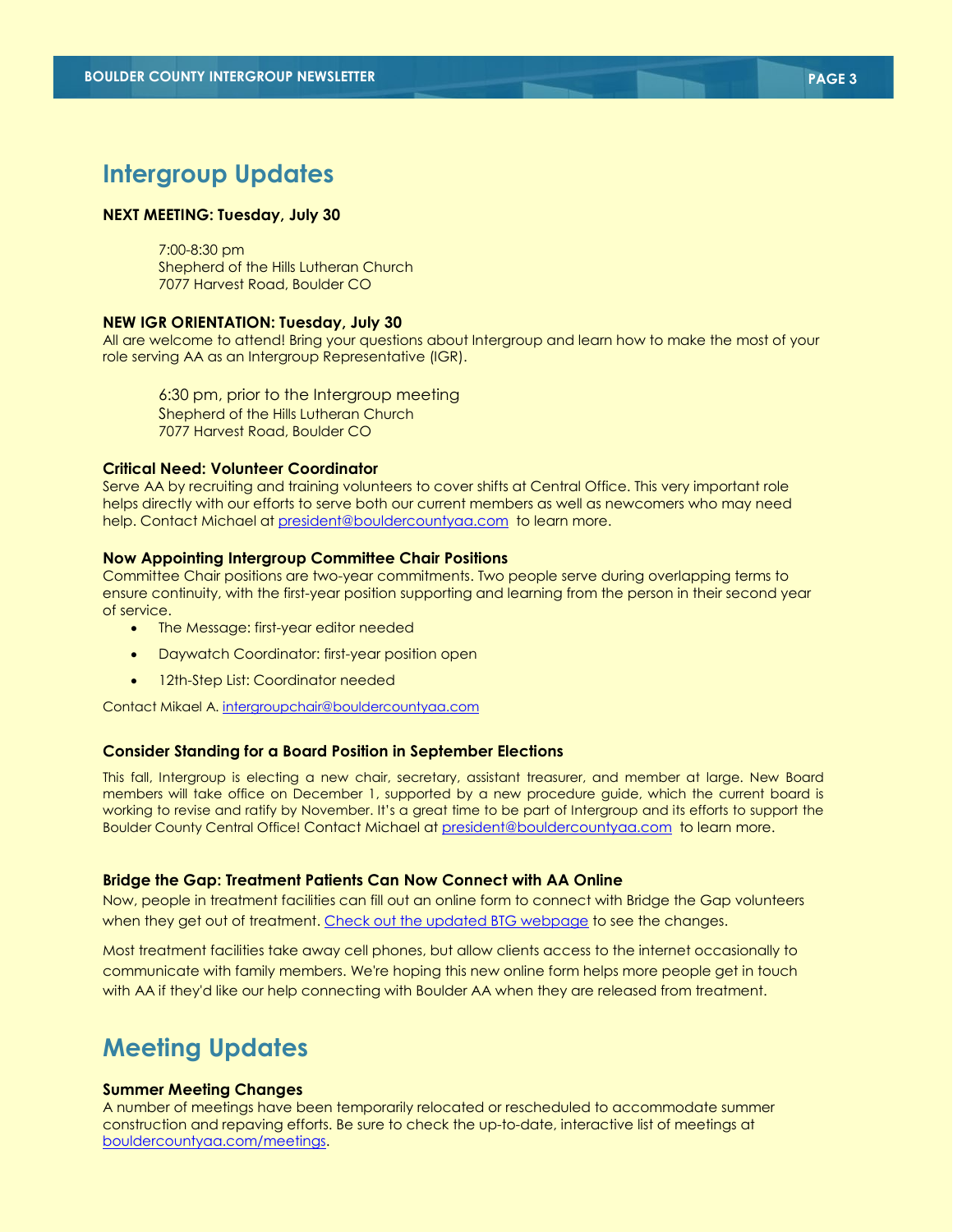## Intergroup Updates

**NEXT MEETING: Tuesday, July 30**

7:00-8:30 pm
Shepherd of the Hills Lutheran Church
7077 Harvest Road, Boulder CO

**NEW IGR ORIENTATION: Tuesday, July 30**
All are welcome to attend! Bring your questions about Intergroup and learn how to make the most of your role serving AA as an Intergroup Representative (IGR).

6:30 pm, prior to the Intergroup meeting
Shepherd of the Hills Lutheran Church
7077 Harvest Road, Boulder CO

**Critical Need: Volunteer Coordinator**
Serve AA by recruiting and training volunteers to cover shifts at Central Office. This very important role helps directly with our efforts to serve both our current members as well as newcomers who may need help. Contact Michael at president@bouldercountyaa.com to learn more.

**Now Appointing Intergroup Committee Chair Positions**
Committee Chair positions are two-year commitments. Two people serve during overlapping terms to ensure continuity, with the first-year position supporting and learning from the person in their second year of service.

- The Message: first-year editor needed
- Daywatch Coordinator: first-year position open
- 12th-Step List: Coordinator needed

Contact Mikael A. intergroupchair@bouldercountyaa.com

**Consider Standing for a Board Position in September Elections**

This fall, Intergroup is electing a new chair, secretary, assistant treasurer, and member at large. New Board members will take office on December 1, supported by a new procedure guide, which the current board is working to revise and ratify by November. It's a great time to be part of Intergroup and its efforts to support the Boulder County Central Office! Contact Michael at president@bouldercountyaa.com to learn more.

**Bridge the Gap: Treatment Patients Can Now Connect with AA Online**
Now, people in treatment facilities can fill out an online form to connect with Bridge the Gap volunteers when they get out of treatment. Check out the updated BTG webpage to see the changes.

Most treatment facilities take away cell phones, but allow clients access to the internet occasionally to communicate with family members. We're hoping this new online form helps more people get in touch with AA if they'd like our help connecting with Boulder AA when they are released from treatment.

## Meeting Updates

**Summer Meeting Changes**
A number of meetings have been temporarily relocated or rescheduled to accommodate summer construction and repaving efforts. Be sure to check the up-to-date, interactive list of meetings at bouldercountyaa.com/meetings.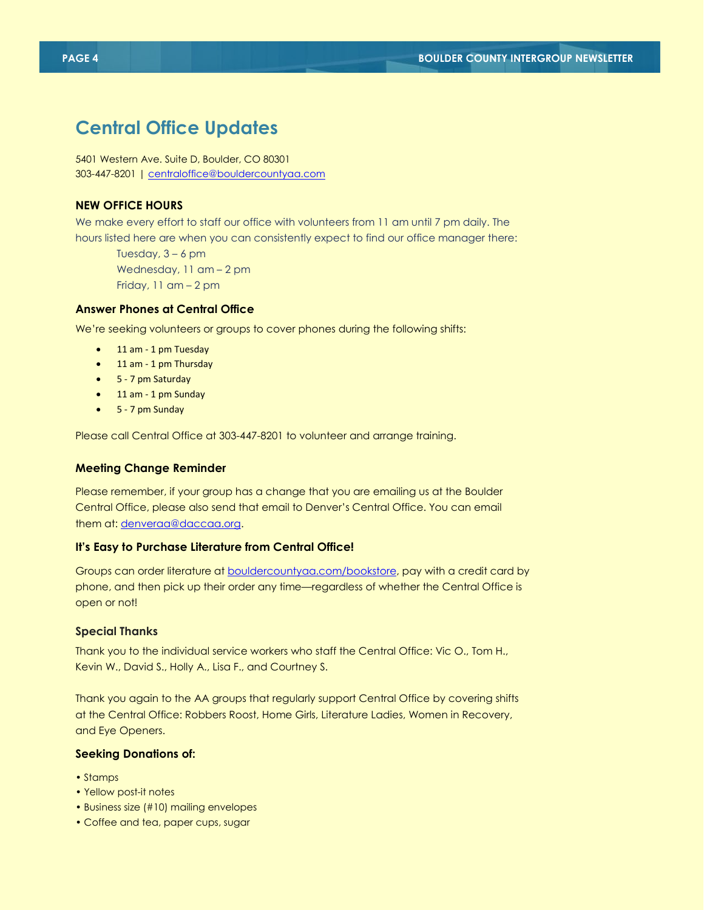# Central Office Updates

5401 Western Ave. Suite D, Boulder, CO 80301
303-447-8201 | centraloffice@bouldercountyaa.com

**NEW OFFICE HOURS**

We make every effort to staff our office with volunteers from 11 am until 7 pm daily. The hours listed here are when you can consistently expect to find our office manager there:

Tuesday, 3 – 6 pm
Wednesday, 11 am – 2 pm
Friday, 11 am – 2 pm

### Answer Phones at Central Office

We're seeking volunteers or groups to cover phones during the following shifts:

- 11 am - 1 pm Tuesday
- 11 am - 1 pm Thursday
- 5 - 7 pm Saturday
- 11 am - 1 pm Sunday
- 5 - 7 pm Sunday

Please call Central Office at 303-447-8201 to volunteer and arrange training.

### Meeting Change Reminder

Please remember, if your group has a change that you are emailing us at the Boulder Central Office, please also send that email to Denver's Central Office. You can email them at: denveraa@daccaa.org.

### It's Easy to Purchase Literature from Central Office!

Groups can order literature at bouldercountyaa.com/bookstore, pay with a credit card by phone, and then pick up their order any time—regardless of whether the Central Office is open or not!

### Special Thanks

Thank you to the individual service workers who staff the Central Office: Vic O., Tom H., Kevin W., David S., Holly A., Lisa F., and Courtney S.

Thank you again to the AA groups that regularly support Central Office by covering shifts at the Central Office: Robbers Roost, Home Girls, Literature Ladies, Women in Recovery, and Eye Openers.

### Seeking Donations of:

- Stamps
- Yellow post-it notes
- Business size (#10) mailing envelopes
- Coffee and tea, paper cups, sugar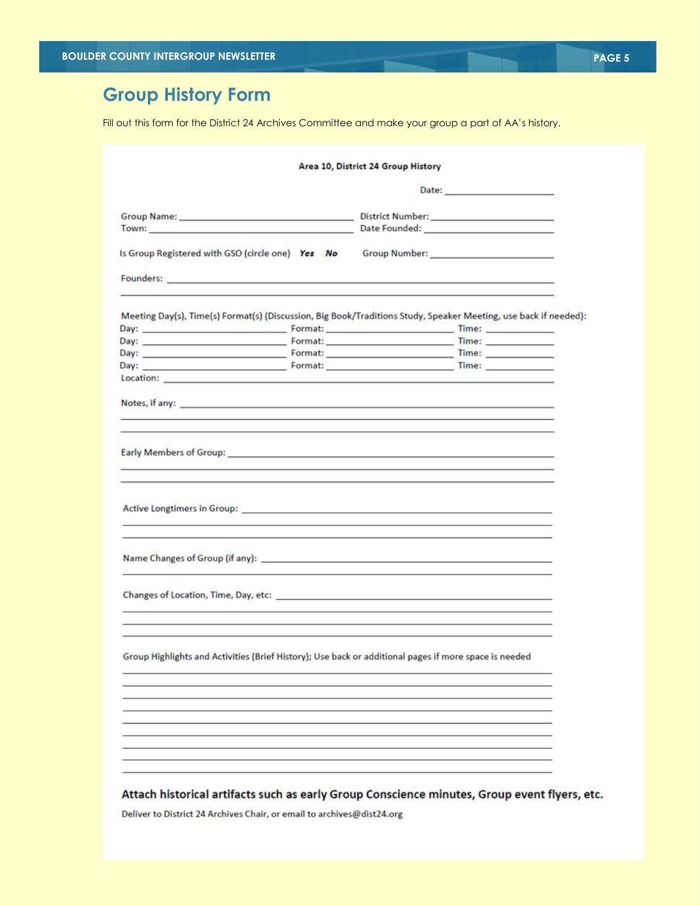# Group History Form

Fill out this form for the District 24 Archives Committee and make your group a part of AA's history.

**Area 10, District 24 Group History**

Date: ____________________

Group Name: ________________________________ District Number: ______________________

Town: ________________________________ Date Founded: ______________________

Is Group Registered with GSO (circle one) ***Yes*** ***No*** Group Number: ______________________

Founders: ____________________________________________________________

____________________________________________________________

Meeting Day(s), Time(s) Format(s) (Discussion, Big Book/Traditions Study, Speaker Meeting, use back if needed):

Day: ______________________ Format: ______________________ Time: ____________

Day: ______________________ Format: ______________________ Time: ____________

Day: ______________________ Format: ______________________ Time: ____________

Day: ______________________ Format: ______________________ Time: ____________

Location: ____________________________________________________________

Notes, if any: ____________________________________________________________

____________________________________________________________

____________________________________________________________

Early Members of Group: ____________________________________________________________

____________________________________________________________

____________________________________________________________

Active Longtimers in Group: ____________________________________________________________

____________________________________________________________

____________________________________________________________

Name Changes of Group (if any): ____________________________________________________________

____________________________________________________________

Changes of Location, Time, Day, etc: ____________________________________________________________

____________________________________________________________

____________________________________________________________

____________________________________________________________

Group Highlights and Activities (Brief History); Use back or additional pages if more space is needed

____________________________________________________________

____________________________________________________________

____________________________________________________________

____________________________________________________________

____________________________________________________________

____________________________________________________________

____________________________________________________________

____________________________________________________________

____________________________________________________________

**Attach historical artifacts such as early Group Conscience minutes, Group event flyers, etc.**

Deliver to District 24 Archives Chair, or email to archives@dist24.org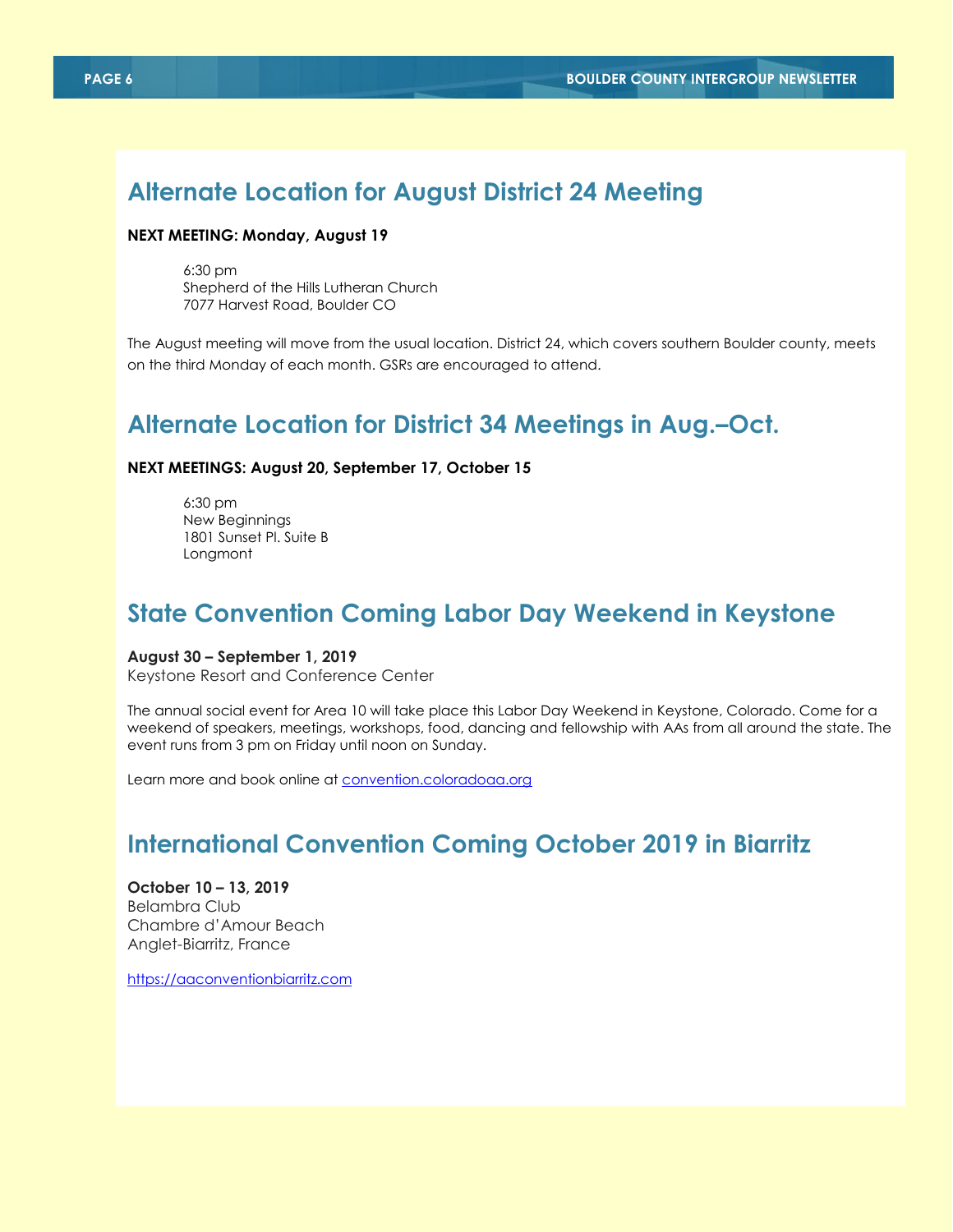## Alternate Location for August District 24 Meeting

**NEXT MEETING: Monday, August 19**

6:30 pm
Shepherd of the Hills Lutheran Church
7077 Harvest Road, Boulder CO

The August meeting will move from the usual location. District 24, which covers southern Boulder county, meets on the third Monday of each month. GSRs are encouraged to attend.

## Alternate Location for District 34 Meetings in Aug.–Oct.

**NEXT MEETINGS: August 20, September 17, October 15**

6:30 pm
New Beginnings
1801 Sunset Pl. Suite B
Longmont

## State Convention Coming Labor Day Weekend in Keystone

**August 30 – September 1, 2019**
Keystone Resort and Conference Center

The annual social event for Area 10 will take place this Labor Day Weekend in Keystone, Colorado. Come for a weekend of speakers, meetings, workshops, food, dancing and fellowship with AAs from all around the state. The event runs from 3 pm on Friday until noon on Sunday.

Learn more and book online at [convention.coloradoaa.org](http://convention.coloradoaa.org)

## International Convention Coming October 2019 in Biarritz

**October 10 – 13, 2019**
Belambra Club
Chambre d'Amour Beach
Anglet-Biarritz, France

[https://aaconventionbiarritz.com](https://aaconventionbiarritz.com)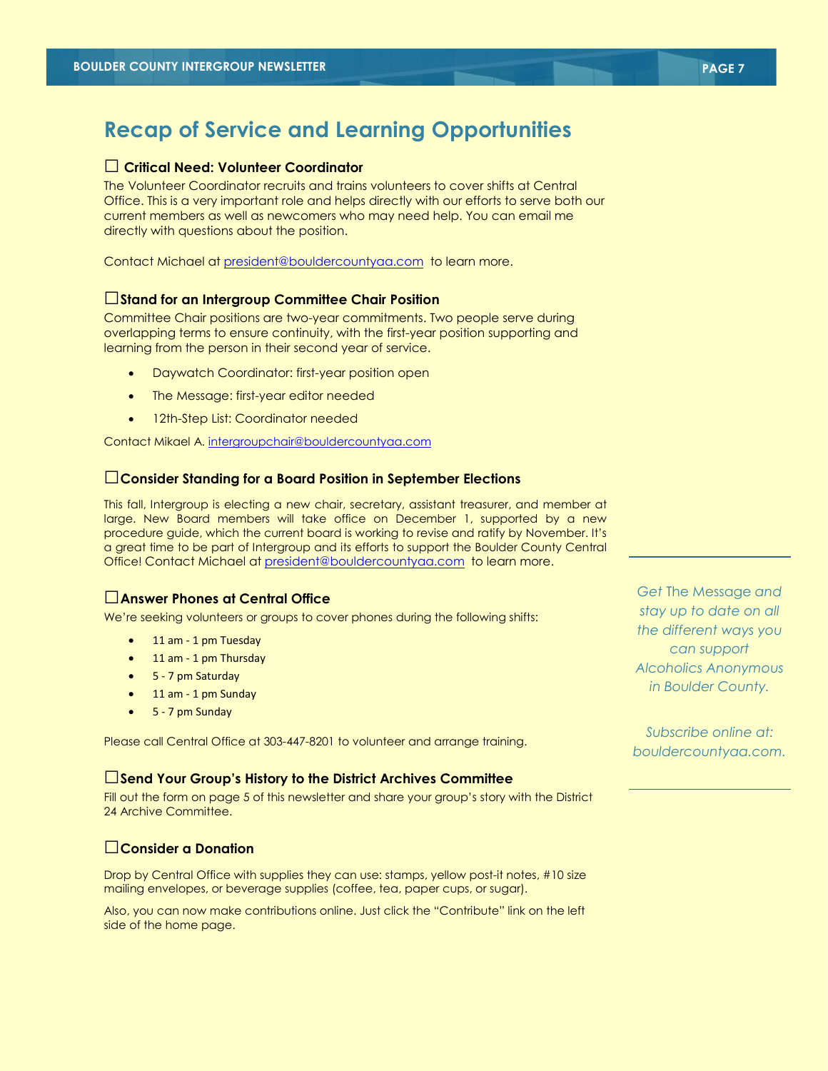# Recap of Service and Learning Opportunities

### ☐ Critical Need: Volunteer Coordinator

The Volunteer Coordinator recruits and trains volunteers to cover shifts at Central Office. This is a very important role and helps directly with our efforts to serve both our current members as well as newcomers who may need help. You can email me directly with questions about the position.

Contact Michael at president@bouldercountyaa.com to learn more.

### ☐Stand for an Intergroup Committee Chair Position

Committee Chair positions are two-year commitments. Two people serve during overlapping terms to ensure continuity, with the first-year position supporting and learning from the person in their second year of service.

- Daywatch Coordinator: first-year position open
- The Message: first-year editor needed
- 12th-Step List: Coordinator needed

Contact Mikael A. intergroupchair@bouldercountyaa.com

### ☐Consider Standing for a Board Position in September Elections

This fall, Intergroup is electing a new chair, secretary, assistant treasurer, and member at large. New Board members will take office on December 1, supported by a new procedure guide, which the current board is working to revise and ratify by November. It's a great time to be part of Intergroup and its efforts to support the Boulder County Central Office! Contact Michael at president@bouldercountyaa.com to learn more.

### ☐Answer Phones at Central Office

We're seeking volunteers or groups to cover phones during the following shifts:

- 11 am - 1 pm Tuesday
- 11 am - 1 pm Thursday
- 5 - 7 pm Saturday
- 11 am - 1 pm Sunday
- 5 - 7 pm Sunday

Please call Central Office at 303-447-8201 to volunteer and arrange training.

### ☐Send Your Group's History to the District Archives Committee

Fill out the form on page 5 of this newsletter and share your group's story with the District 24 Archive Committee.

### ☐Consider a Donation

Drop by Central Office with supplies they can use: stamps, yellow post-it notes, #10 size mailing envelopes, or beverage supplies (coffee, tea, paper cups, or sugar).

Also, you can now make contributions online. Just click the "Contribute" link on the left side of the home page.

---

*Get The Message and stay up to date on all the different ways you can support Alcoholics Anonymous in Boulder County.*

*Subscribe online at: bouldercountyaa.com.*